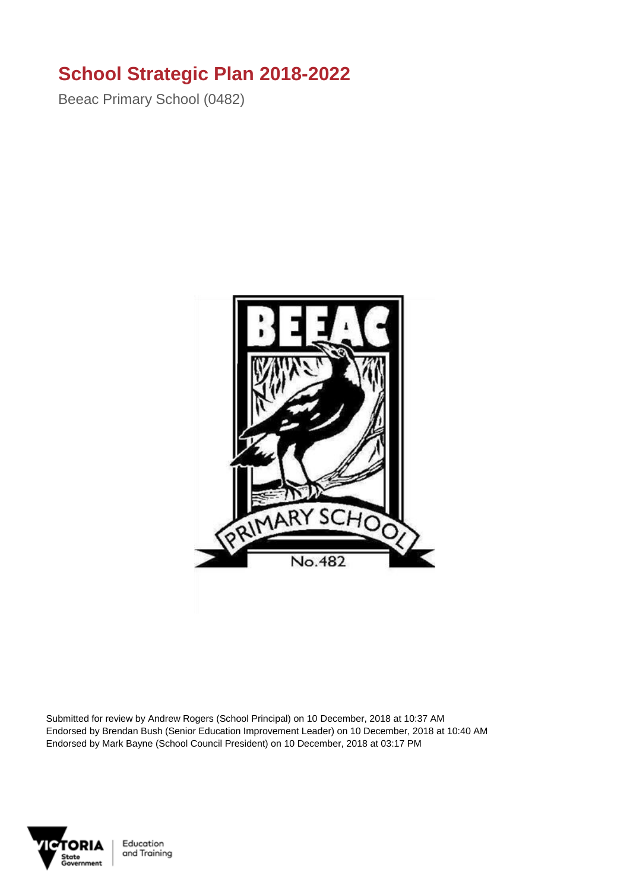# School Strategic Plan 2018-2022

Beeac Primary School (0482)

Submitted for review by Andrew Rogers (School Principal) on 10 December, 2018 at 10:37 AM
Endorsed by Brendan Bush (Senior Education Improvement Leader) on 10 December, 2018 at 10:40 AM
Endorsed by Mark Bayne (School Council President) on 10 December, 2018 at 03:17 PM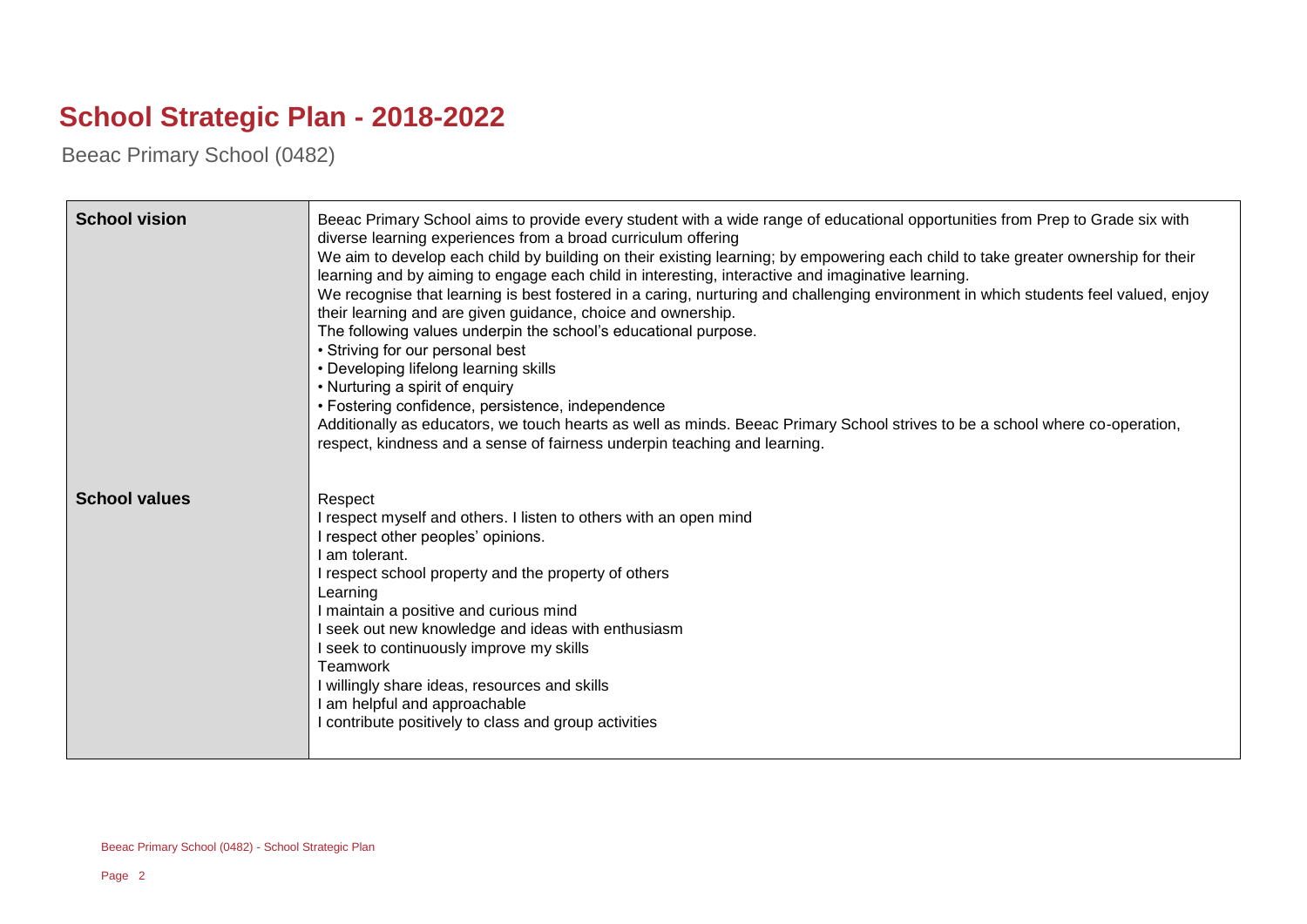# School Strategic Plan - 2018-2022

Beeac Primary School (0482)

| | |
|---|---|
| **School vision** | Beeac Primary School aims to provide every student with a wide range of educational opportunities from Prep to Grade six with diverse learning experiences from a broad curriculum offering<br>We aim to develop each child by building on their existing learning; by empowering each child to take greater ownership for their learning and by aiming to engage each child in interesting, interactive and imaginative learning.<br>We recognise that learning is best fostered in a caring, nurturing and challenging environment in which students feel valued, enjoy their learning and are given guidance, choice and ownership.<br>The following values underpin the school's educational purpose.<br>• Striving for our personal best<br>• Developing lifelong learning skills<br>• Nurturing a spirit of enquiry<br>• Fostering confidence, persistence, independence<br>Additionally as educators, we touch hearts as well as minds. Beeac Primary School strives to be a school where co-operation, respect, kindness and a sense of fairness underpin teaching and learning. |
| **School values** | Respect<br>I respect myself and others. I listen to others with an open mind<br>I respect other peoples' opinions.<br>I am tolerant.<br>I respect school property and the property of others<br>Learning<br>I maintain a positive and curious mind<br>I seek out new knowledge and ideas with enthusiasm<br>I seek to continuously improve my skills<br>Teamwork<br>I willingly share ideas, resources and skills<br>I am helpful and approachable<br>I contribute positively to class and group activities |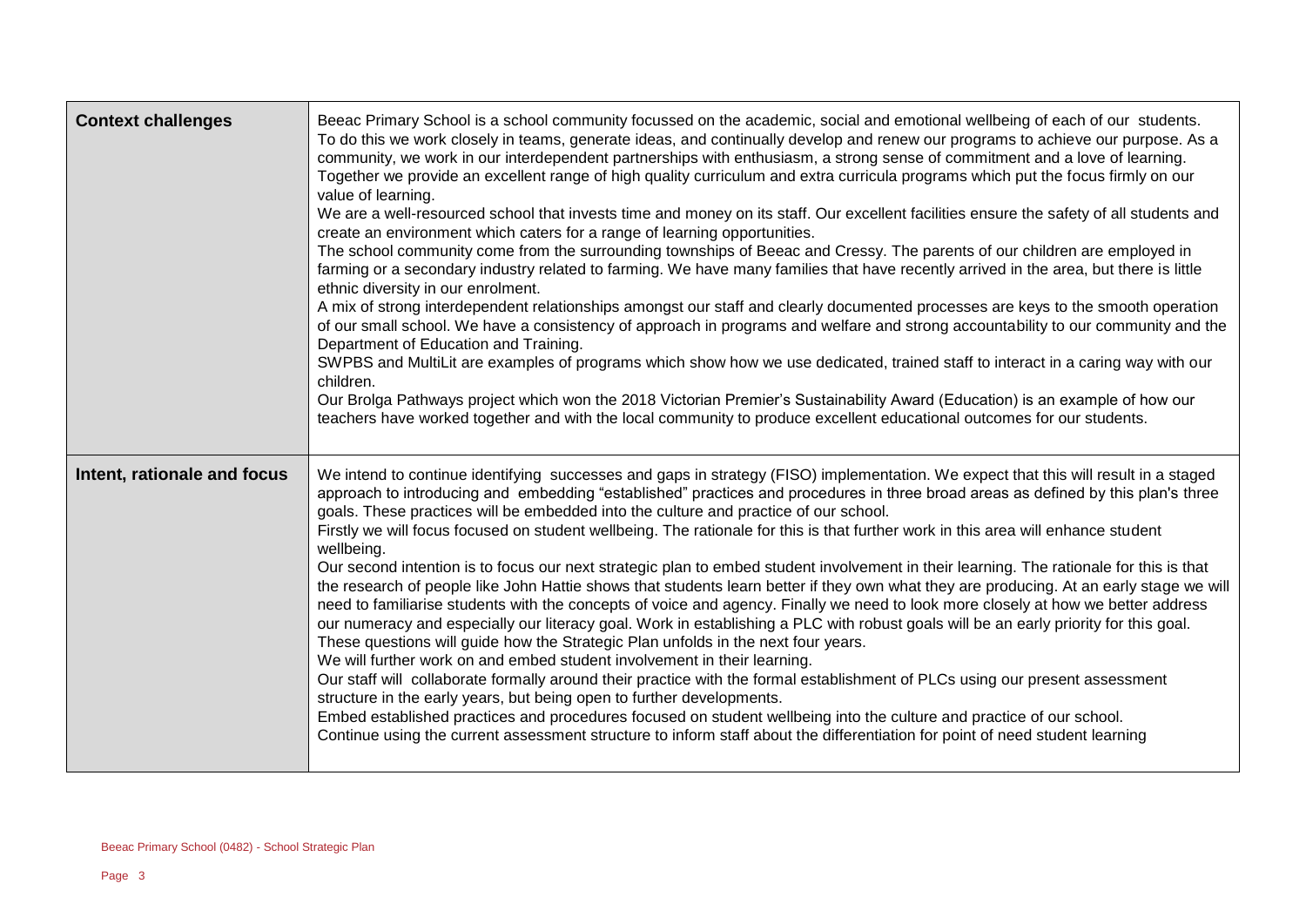| | |
|---|---|
| **Context challenges** | Beeac Primary School is a school community focussed on the academic, social and emotional wellbeing of each of our students.<br>To do this we work closely in teams, generate ideas, and continually develop and renew our programs to achieve our purpose. As a community, we work in our interdependent partnerships with enthusiasm, a strong sense of commitment and a love of learning. Together we provide an excellent range of high quality curriculum and extra curricula programs which put the focus firmly on our value of learning.<br>We are a well-resourced school that invests time and money on its staff. Our excellent facilities ensure the safety of all students and create an environment which caters for a range of learning opportunities.<br>The school community come from the surrounding townships of Beeac and Cressy. The parents of our children are employed in farming or a secondary industry related to farming. We have many families that have recently arrived in the area, but there is little ethnic diversity in our enrolment.<br>A mix of strong interdependent relationships amongst our staff and clearly documented processes are keys to the smooth operation of our small school. We have a consistency of approach in programs and welfare and strong accountability to our community and the Department of Education and Training.<br>SWPBS and MultiLit are examples of programs which show how we use dedicated, trained staff to interact in a caring way with our children.<br>Our Brolga Pathways project which won the 2018 Victorian Premier's Sustainability Award (Education) is an example of how our teachers have worked together and with the local community to produce excellent educational outcomes for our students. |
| **Intent, rationale and focus** | We intend to continue identifying successes and gaps in strategy (FISO) implementation. We expect that this will result in a staged approach to introducing and embedding "established" practices and procedures in three broad areas as defined by this plan's three goals. These practices will be embedded into the culture and practice of our school.<br>Firstly we will focus focused on student wellbeing. The rationale for this is that further work in this area will enhance student wellbeing.<br>Our second intention is to focus our next strategic plan to embed student involvement in their learning. The rationale for this is that the research of people like John Hattie shows that students learn better if they own what they are producing. At an early stage we will need to familiarise students with the concepts of voice and agency. Finally we need to look more closely at how we better address our numeracy and especially our literacy goal. Work in establishing a PLC with robust goals will be an early priority for this goal.<br>These questions will guide how the Strategic Plan unfolds in the next four years.<br>We will further work on and embed student involvement in their learning.<br>Our staff will collaborate formally around their practice with the formal establishment of PLCs using our present assessment structure in the early years, but being open to further developments.<br>Embed established practices and procedures focused on student wellbeing into the culture and practice of our school.<br>Continue using the current assessment structure to inform staff about the differentiation for point of need student learning |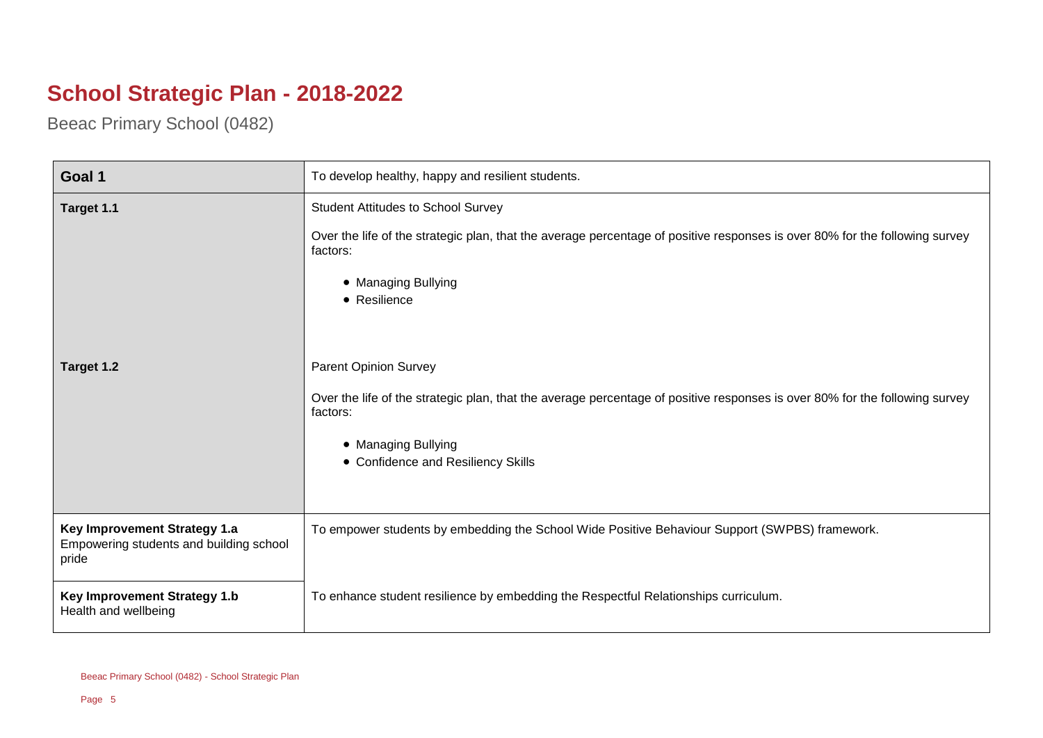# School Strategic Plan - 2018-2022

Beeac Primary School (0482)

| | |
|---|---|
| **Goal 1** | To develop healthy, happy and resilient students. |
| **Target 1.1** | Student Attitudes to School Survey<br><br>Over the life of the strategic plan, that the average percentage of positive responses is over 80% for the following survey factors:<br><br>• Managing Bullying<br>• Resilience |
| **Target 1.2** | Parent Opinion Survey<br><br>Over the life of the strategic plan, that the average percentage of positive responses is over 80% for the following survey factors:<br><br>• Managing Bullying<br>• Confidence and Resiliency Skills |
| **Key Improvement Strategy 1.a**<br>Empowering students and building school pride | To empower students by embedding the School Wide Positive Behaviour Support (SWPBS) framework. |
| **Key Improvement Strategy 1.b**<br>Health and wellbeing | To enhance student resilience by embedding the Respectful Relationships curriculum. |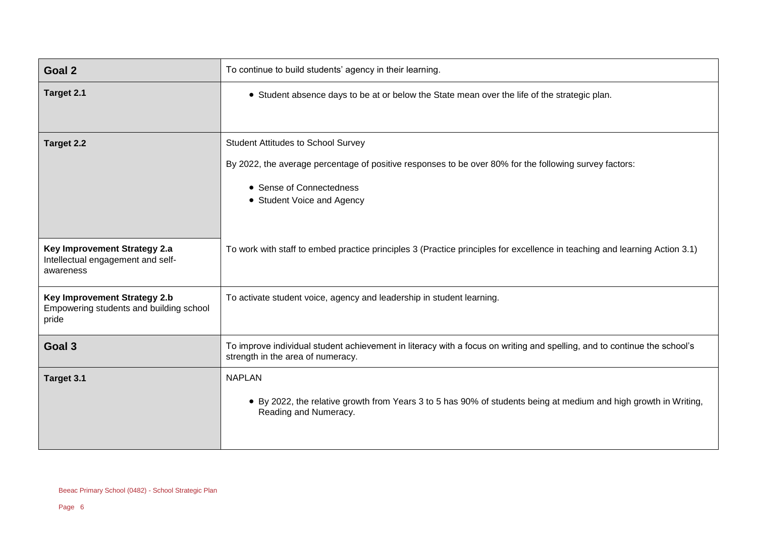| | |
|---|---|
| **Goal 2** | To continue to build students' agency in their learning. |
| **Target 2.1** | • Student absence days to be at or below the State mean over the life of the strategic plan. |
| **Target 2.2** | Student Attitudes to School Survey<br><br>By 2022, the average percentage of positive responses to be over 80% for the following survey factors:<br><br>• Sense of Connectedness<br>• Student Voice and Agency |
| **Key Improvement Strategy 2.a**<br>Intellectual engagement and self-awareness | To work with staff to embed practice principles 3 (Practice principles for excellence in teaching and learning Action 3.1) |
| **Key Improvement Strategy 2.b**<br>Empowering students and building school pride | To activate student voice, agency and leadership in student learning. |
| **Goal 3** | To improve individual student achievement in literacy with a focus on writing and spelling, and to continue the school's strength in the area of numeracy. |
| **Target 3.1** | NAPLAN<br><br>• By 2022, the relative growth from Years 3 to 5 has 90% of students being at medium and high growth in Writing, Reading and Numeracy. |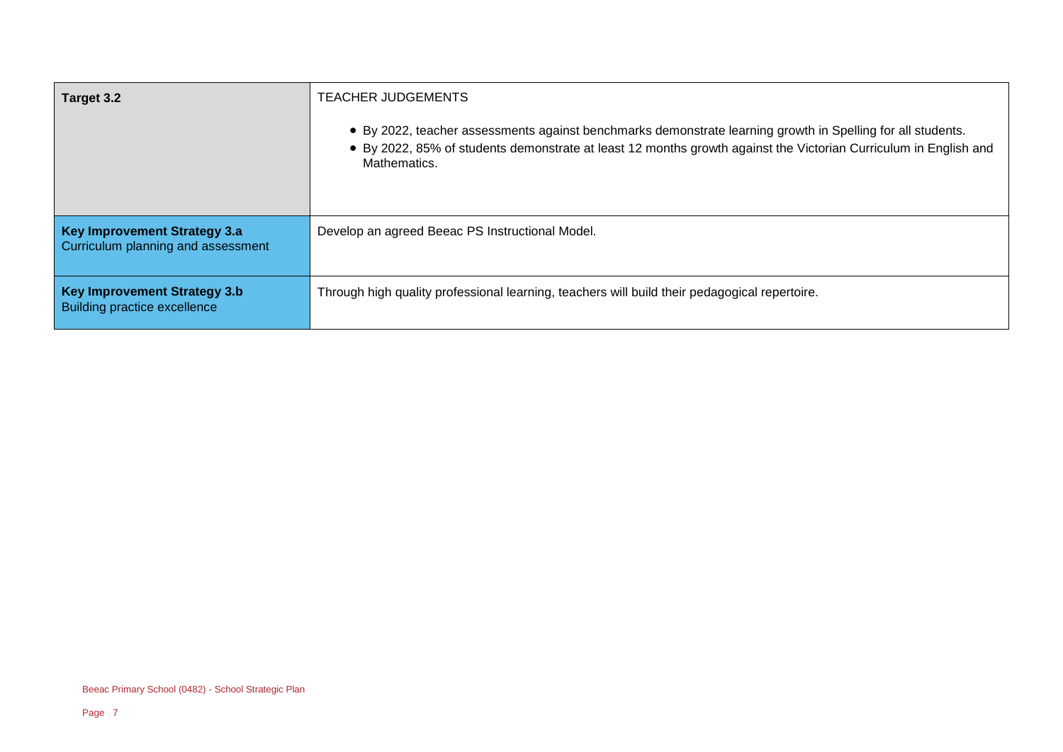| | |
|---|---|
| **Target 3.2** | TEACHER JUDGEMENTS<br><br>• By 2022, teacher assessments against benchmarks demonstrate learning growth in Spelling for all students.<br>• By 2022, 85% of students demonstrate at least 12 months growth against the Victorian Curriculum in English and Mathematics. |
| **Key Improvement Strategy 3.a**<br>Curriculum planning and assessment | Develop an agreed Beeac PS Instructional Model. |
| **Key Improvement Strategy 3.b**<br>Building practice excellence | Through high quality professional learning, teachers will build their pedagogical repertoire. |